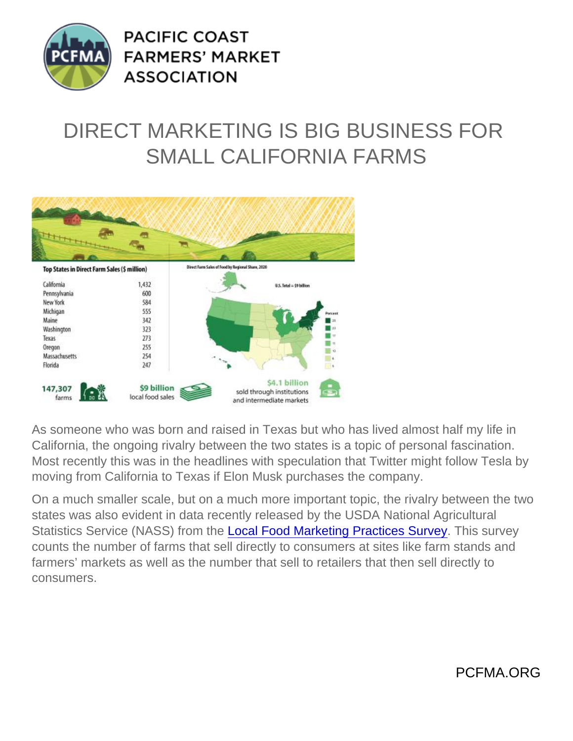# DIRECT MARKETING IS BIG BUSINESS FOR SMALL CALIFORNIA FARMS

**Top States in Direct Farm Sales ($ million)**

| State | $ million |
| --- | --- |
| California | 1,432 |
| Pennsylvania | 600 |
| New York | 584 |
| Michigan | 555 |
| Maine | 342 |
| Washington | 323 |
| Texas | 273 |
| Oregon | 255 |
| Massachusetts | 254 |
| Florida | 247 |

Direct Farm Sales of Food by Regional Share, 2020

U.S. Total = $9 billion

147,307 farms

$9 billion local food sales

$4.1 billion sold through institutions and intermediate markets

As someone who was born and raised in Texas but who has lived almost half my life in California, the ongoing rivalry between the two states is a topic of personal fascination. Most recently this was in the headlines with speculation that Twitter might follow Tesla by moving from California to Texas if Elon Musk purchases the company.

On a much smaller scale, but on a much more important topic, the rivalry between the two states was also evident in data recently released by the USDA National Agricultural Statistics Service (NASS) from the Local Food Marketing Practices Survey. This survey counts the number of farms that sell directly to consumers at sites like farm stands and farmers' markets as well as the number that sell to retailers that then sell directly to consumers.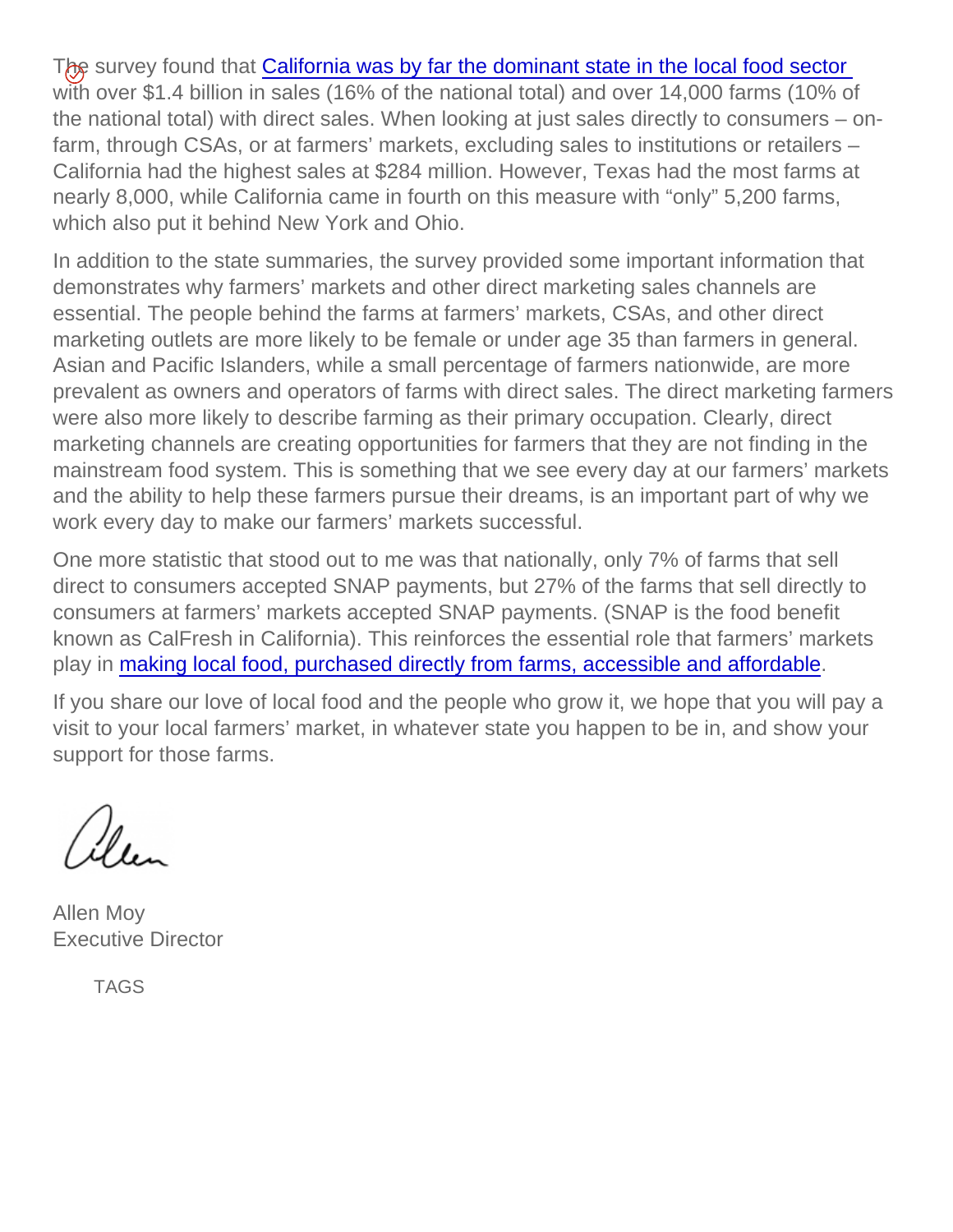The survey found that [California was by far the dominant state in the local food sector](#) with over $1.4 billion in sales (16% of the national total) and over 14,000 farms (10% of the national total) with direct sales. When looking at just sales directly to consumers – on-farm, through CSAs, or at farmers' markets, excluding sales to institutions or retailers – California had the highest sales at $284 million. However, Texas had the most farms at nearly 8,000, while California came in fourth on this measure with "only" 5,200 farms, which also put it behind New York and Ohio.

In addition to the state summaries, the survey provided some important information that demonstrates why farmers' markets and other direct marketing sales channels are essential. The people behind the farms at farmers' markets, CSAs, and other direct marketing outlets are more likely to be female or under age 35 than farmers in general. Asian and Pacific Islanders, while a small percentage of farmers nationwide, are more prevalent as owners and operators of farms with direct sales. The direct marketing farmers were also more likely to describe farming as their primary occupation. Clearly, direct marketing channels are creating opportunities for farmers that they are not finding in the mainstream food system. This is something that we see every day at our farmers' markets and the ability to help these farmers pursue their dreams, is an important part of why we work every day to make our farmers' markets successful.

One more statistic that stood out to me was that nationally, only 7% of farms that sell direct to consumers accepted SNAP payments, but 27% of the farms that sell directly to consumers at farmers' markets accepted SNAP payments. (SNAP is the food benefit known as CalFresh in California). This reinforces the essential role that farmers' markets play in [making local food, purchased directly from farms, accessible and affordable](#).

If you share our love of local food and the people who grow it, we hope that you will pay a visit to your local farmers' market, in whatever state you happen to be in, and show your support for those farms.

Allen Moy
Executive Director

TAGS